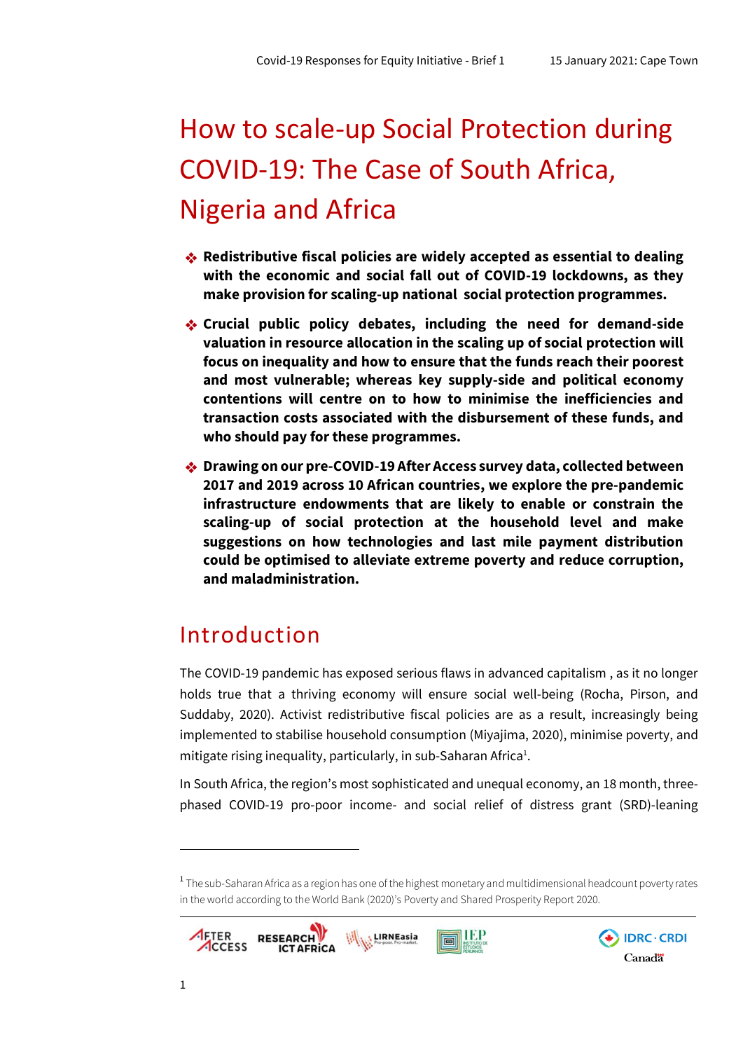# How to scale-up Social Protection during COVID-19: The Case of South Africa, Nigeria and Africa

- **Redistributive fiscal policies are widely accepted as essential to dealing with the economic and social fall out of COVID-19 lockdowns, as they make provision for scaling-up national social protection programmes.**
- **Crucial public policy debates, including the need for demand-side valuation in resource allocation in the scaling up of social protection will focus on inequality and how to ensure that the funds reach their poorest and most vulnerable; whereas key supply-side and political economy contentions will centre on to how to minimise the inefficiencies and transaction costs associated with the disbursement of these funds, and who should pay for these programmes.**
- **Drawing on our pre-COVID-19 After Access survey data, collected between 2017 and 2019 across 10 African countries, we explore the pre-pandemic infrastructure endowments that are likely to enable or constrain the scaling-up of social protection at the household level and make suggestions on how technologies and last mile payment distribution could be optimised to alleviate extreme poverty and reduce corruption, and maladministration.**

## Introduction

The COVID-19 pandemic has exposed serious flaws in advanced capitalism , as it no longer holds true that a thriving economy will ensure social well-being (Rocha, Pirson, and Suddaby, 2020). Activist redistributive fiscal policies are as a result, increasingly being implemented to stabilise household consumption (Miyajima, 2020), minimise poverty, and mitigate rising inequality, particularly, in sub-Saharan Africa[1].

In South Africa, the region's most sophisticated and unequal economy, an 18 month, three-phased COVID-19 pro-poor income- and social relief of distress grant (SRD)-leaning

---

[1] The sub-Saharan Africa as a region has one of the highest monetary and multidimensional headcount poverty rates in the world according to the World Bank (2020)'s Poverty and Shared Prosperity Report 2020.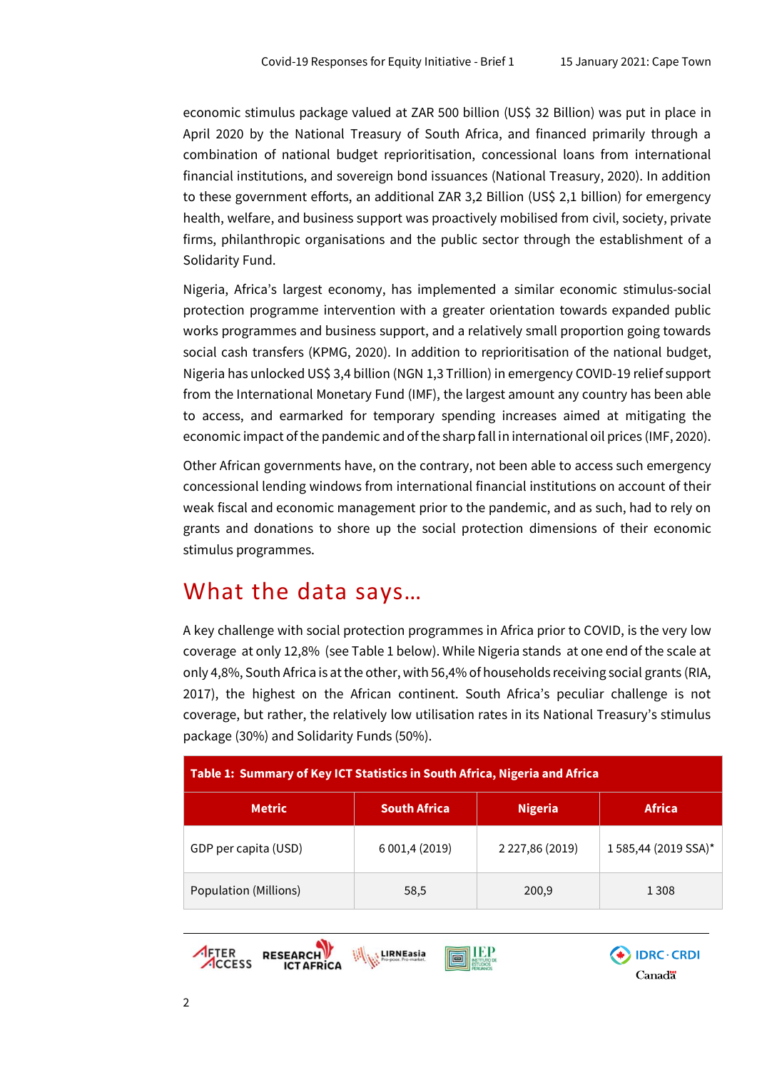economic stimulus package valued at ZAR 500 billion (US$ 32 Billion) was put in place in April 2020 by the National Treasury of South Africa, and financed primarily through a combination of national budget reprioritisation, concessional loans from international financial institutions, and sovereign bond issuances (National Treasury, 2020). In addition to these government efforts, an additional ZAR 3,2 Billion (US$ 2,1 billion) for emergency health, welfare, and business support was proactively mobilised from civil, society, private firms, philanthropic organisations and the public sector through the establishment of a Solidarity Fund.

Nigeria, Africa's largest economy, has implemented a similar economic stimulus-social protection programme intervention with a greater orientation towards expanded public works programmes and business support, and a relatively small proportion going towards social cash transfers (KPMG, 2020). In addition to reprioritisation of the national budget, Nigeria has unlocked US$ 3,4 billion (NGN 1,3 Trillion) in emergency COVID-19 relief support from the International Monetary Fund (IMF), the largest amount any country has been able to access, and earmarked for temporary spending increases aimed at mitigating the economic impact of the pandemic and of the sharp fall in international oil prices (IMF, 2020).

Other African governments have, on the contrary, not been able to access such emergency concessional lending windows from international financial institutions on account of their weak fiscal and economic management prior to the pandemic, and as such, had to rely on grants and donations to shore up the social protection dimensions of their economic stimulus programmes.

## What the data says…

A key challenge with social protection programmes in Africa prior to COVID, is the very low coverage at only 12,8% (see Table 1 below). While Nigeria stands at one end of the scale at only 4,8%, South Africa is at the other, with 56,4% of households receiving social grants (RIA, 2017), the highest on the African continent. South Africa's peculiar challenge is not coverage, but rather, the relatively low utilisation rates in its National Treasury's stimulus package (30%) and Solidarity Funds (50%).

**Table 1: Summary of Key ICT Statistics in South Africa, Nigeria and Africa**

| Metric | South Africa | Nigeria | Africa |
|---|---|---|---|
| GDP per capita (USD) | 6 001,4 (2019) | 2 227,86 (2019) | 1 585,44 (2019 SSA)* |
| Population (Millions) | 58,5 | 200,9 | 1 308 |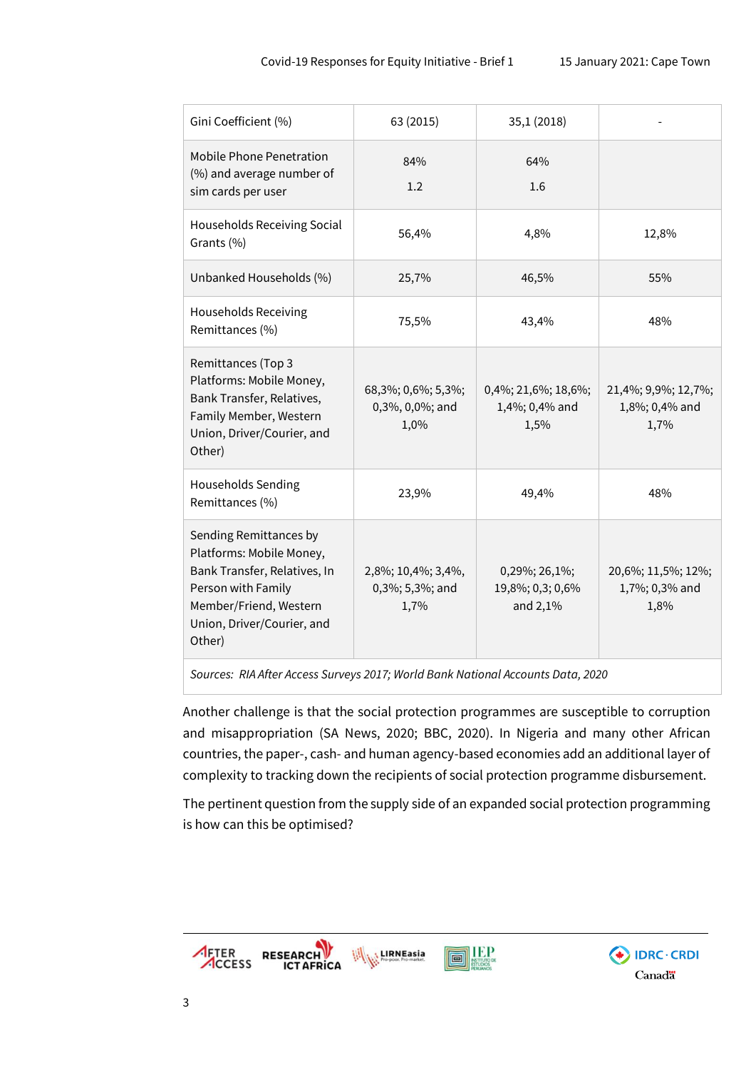| Gini Coefficient (%) | 63 (2015) | 35,1 (2018) | - |
|---|---|---|---|
| Mobile Phone Penetration (%) and average number of sim cards per user | 84%<br>1.2 | 64%<br>1.6 | |
| Households Receiving Social Grants (%) | 56,4% | 4,8% | 12,8% |
| Unbanked Households (%) | 25,7% | 46,5% | 55% |
| Households Receiving Remittances (%) | 75,5% | 43,4% | 48% |
| Remittances (Top 3 Platforms: Mobile Money, Bank Transfer, Relatives, Family Member, Western Union, Driver/Courier, and Other) | 68,3%; 0,6%; 5,3%; 0,3%, 0,0%; and 1,0% | 0,4%; 21,6%; 18,6%; 1,4%; 0,4% and 1,5% | 21,4%; 9,9%; 12,7%; 1,8%; 0,4% and 1,7% |
| Households Sending Remittances (%) | 23,9% | 49,4% | 48% |
| Sending Remittances by Platforms: Mobile Money, Bank Transfer, Relatives, In Person with Family Member/Friend, Western Union, Driver/Courier, and Other) | 2,8%; 10,4%; 3,4%, 0,3%; 5,3%; and 1,7% | 0,29%; 26,1%; 19,8%; 0,3; 0,6% and 2,1% | 20,6%; 11,5%; 12%; 1,7%; 0,3% and 1,8% |

*Sources: RIA After Access Surveys 2017; World Bank National Accounts Data, 2020*

Another challenge is that the social protection programmes are susceptible to corruption and misappropriation (SA News, 2020; BBC, 2020). In Nigeria and many other African countries, the paper-, cash- and human agency-based economies add an additional layer of complexity to tracking down the recipients of social protection programme disbursement.

The pertinent question from the supply side of an expanded social protection programming is how can this be optimised?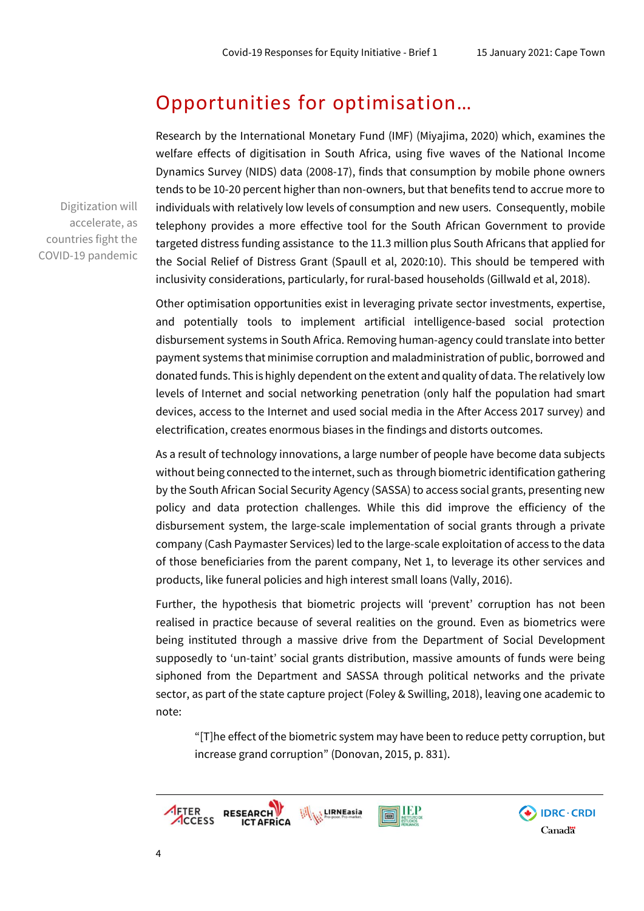## Opportunities for optimisation…

Digitization will accelerate, as countries fight the COVID-19 pandemic

Research by the International Monetary Fund (IMF) (Miyajima, 2020) which, examines the welfare effects of digitisation in South Africa, using five waves of the National Income Dynamics Survey (NIDS) data (2008-17), finds that consumption by mobile phone owners tends to be 10-20 percent higher than non-owners, but that benefits tend to accrue more to individuals with relatively low levels of consumption and new users. Consequently, mobile telephony provides a more effective tool for the South African Government to provide targeted distress funding assistance to the 11.3 million plus South Africans that applied for the Social Relief of Distress Grant (Spaull et al, 2020:10). This should be tempered with inclusivity considerations, particularly, for rural-based households (Gillwald et al, 2018).

Other optimisation opportunities exist in leveraging private sector investments, expertise, and potentially tools to implement artificial intelligence-based social protection disbursement systems in South Africa. Removing human-agency could translate into better payment systems that minimise corruption and maladministration of public, borrowed and donated funds. This is highly dependent on the extent and quality of data. The relatively low levels of Internet and social networking penetration (only half the population had smart devices, access to the Internet and used social media in the After Access 2017 survey) and electrification, creates enormous biases in the findings and distorts outcomes.

As a result of technology innovations, a large number of people have become data subjects without being connected to the internet, such as through biometric identification gathering by the South African Social Security Agency (SASSA) to access social grants, presenting new policy and data protection challenges. While this did improve the efficiency of the disbursement system, the large-scale implementation of social grants through a private company (Cash Paymaster Services) led to the large-scale exploitation of access to the data of those beneficiaries from the parent company, Net 1, to leverage its other services and products, like funeral policies and high interest small loans (Vally, 2016).

Further, the hypothesis that biometric projects will 'prevent' corruption has not been realised in practice because of several realities on the ground. Even as biometrics were being instituted through a massive drive from the Department of Social Development supposedly to 'un-taint' social grants distribution, massive amounts of funds were being siphoned from the Department and SASSA through political networks and the private sector, as part of the state capture project (Foley & Swilling, 2018), leaving one academic to note:

> "[T]he effect of the biometric system may have been to reduce petty corruption, but increase grand corruption" (Donovan, 2015, p. 831).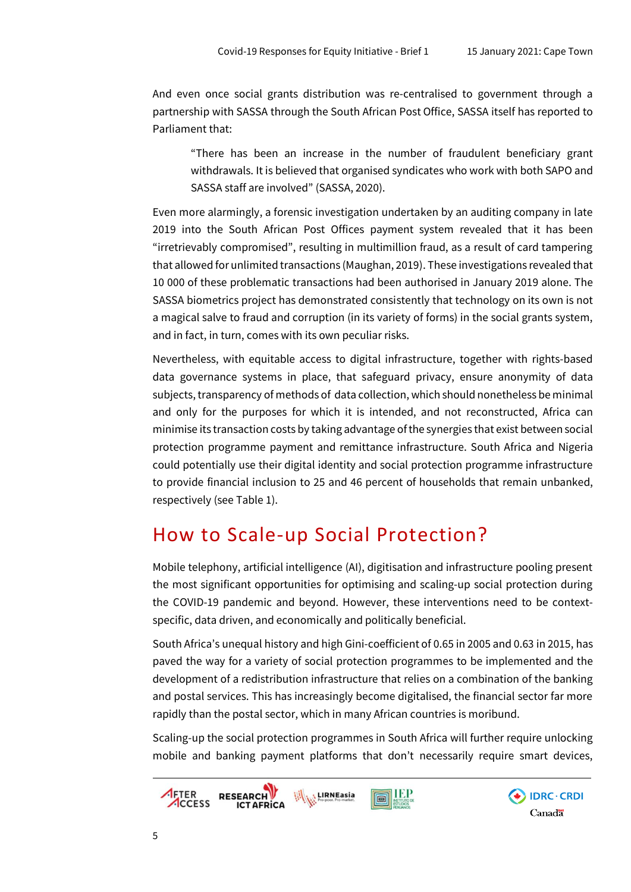And even once social grants distribution was re-centralised to government through a partnership with SASSA through the South African Post Office, SASSA itself has reported to Parliament that:

> "There has been an increase in the number of fraudulent beneficiary grant withdrawals. It is believed that organised syndicates who work with both SAPO and SASSA staff are involved" (SASSA, 2020).

Even more alarmingly, a forensic investigation undertaken by an auditing company in late 2019 into the South African Post Offices payment system revealed that it has been "irretrievably compromised", resulting in multimillion fraud, as a result of card tampering that allowed for unlimited transactions (Maughan, 2019). These investigations revealed that 10 000 of these problematic transactions had been authorised in January 2019 alone. The SASSA biometrics project has demonstrated consistently that technology on its own is not a magical salve to fraud and corruption (in its variety of forms) in the social grants system, and in fact, in turn, comes with its own peculiar risks.

Nevertheless, with equitable access to digital infrastructure, together with rights-based data governance systems in place, that safeguard privacy, ensure anonymity of data subjects, transparency of methods of data collection, which should nonetheless be minimal and only for the purposes for which it is intended, and not reconstructed, Africa can minimise its transaction costs by taking advantage of the synergies that exist between social protection programme payment and remittance infrastructure. South Africa and Nigeria could potentially use their digital identity and social protection programme infrastructure to provide financial inclusion to 25 and 46 percent of households that remain unbanked, respectively (see Table 1).

## How to Scale-up Social Protection?

Mobile telephony, artificial intelligence (AI), digitisation and infrastructure pooling present the most significant opportunities for optimising and scaling-up social protection during the COVID-19 pandemic and beyond. However, these interventions need to be context-specific, data driven, and economically and politically beneficial.

South Africa's unequal history and high Gini-coefficient of 0.65 in 2005 and 0.63 in 2015, has paved the way for a variety of social protection programmes to be implemented and the development of a redistribution infrastructure that relies on a combination of the banking and postal services. This has increasingly become digitalised, the financial sector far more rapidly than the postal sector, which in many African countries is moribund.

Scaling-up the social protection programmes in South Africa will further require unlocking mobile and banking payment platforms that don't necessarily require smart devices,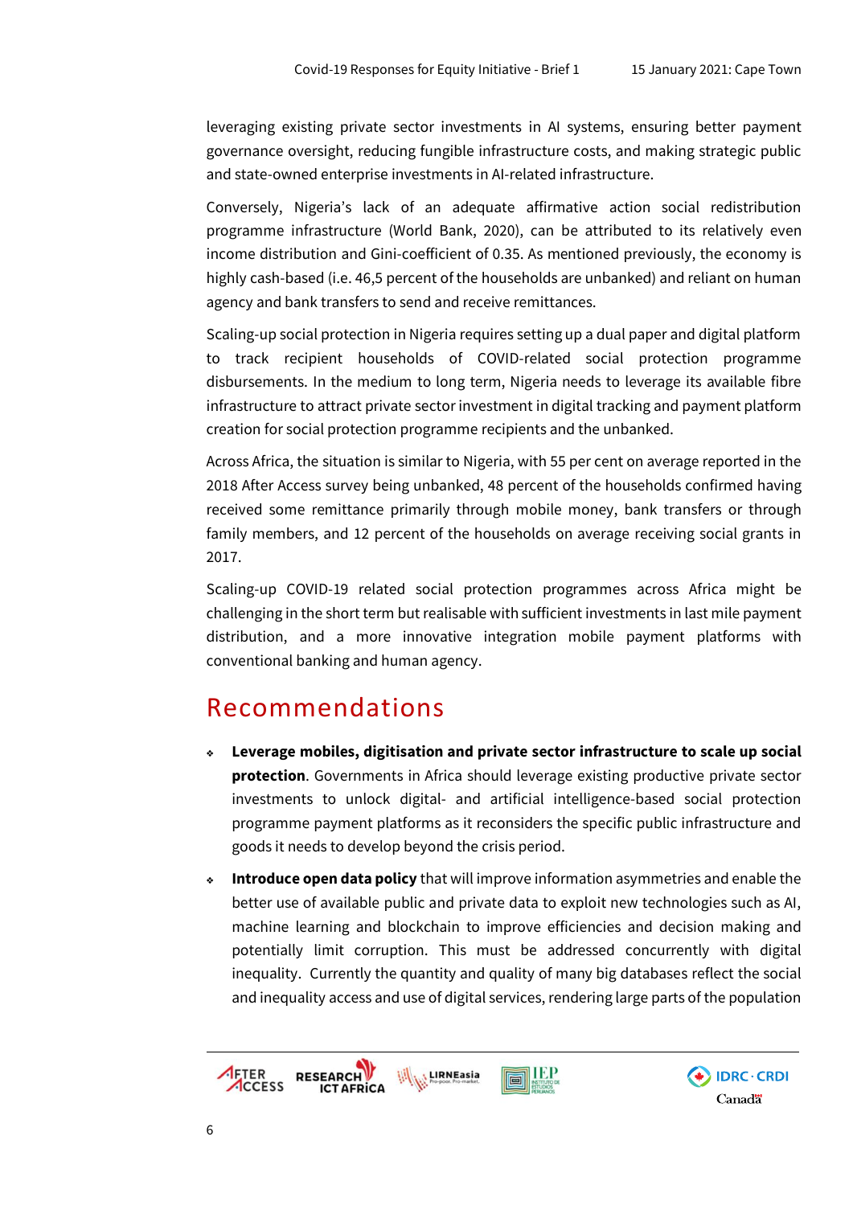leveraging existing private sector investments in AI systems, ensuring better payment governance oversight, reducing fungible infrastructure costs, and making strategic public and state-owned enterprise investments in AI-related infrastructure.

Conversely, Nigeria's lack of an adequate affirmative action social redistribution programme infrastructure (World Bank, 2020), can be attributed to its relatively even income distribution and Gini-coefficient of 0.35. As mentioned previously, the economy is highly cash-based (i.e. 46,5 percent of the households are unbanked) and reliant on human agency and bank transfers to send and receive remittances.

Scaling-up social protection in Nigeria requires setting up a dual paper and digital platform to track recipient households of COVID-related social protection programme disbursements. In the medium to long term, Nigeria needs to leverage its available fibre infrastructure to attract private sector investment in digital tracking and payment platform creation for social protection programme recipients and the unbanked.

Across Africa, the situation is similar to Nigeria, with 55 per cent on average reported in the 2018 After Access survey being unbanked, 48 percent of the households confirmed having received some remittance primarily through mobile money, bank transfers or through family members, and 12 percent of the households on average receiving social grants in 2017.

Scaling-up COVID-19 related social protection programmes across Africa might be challenging in the short term but realisable with sufficient investments in last mile payment distribution, and a more innovative integration mobile payment platforms with conventional banking and human agency.

# Recommendations

- **Leverage mobiles, digitisation and private sector infrastructure to scale up social protection**. Governments in Africa should leverage existing productive private sector investments to unlock digital- and artificial intelligence-based social protection programme payment platforms as it reconsiders the specific public infrastructure and goods it needs to develop beyond the crisis period.
- **Introduce open data policy** that will improve information asymmetries and enable the better use of available public and private data to exploit new technologies such as AI, machine learning and blockchain to improve efficiencies and decision making and potentially limit corruption. This must be addressed concurrently with digital inequality. Currently the quantity and quality of many big databases reflect the social and inequality access and use of digital services, rendering large parts of the population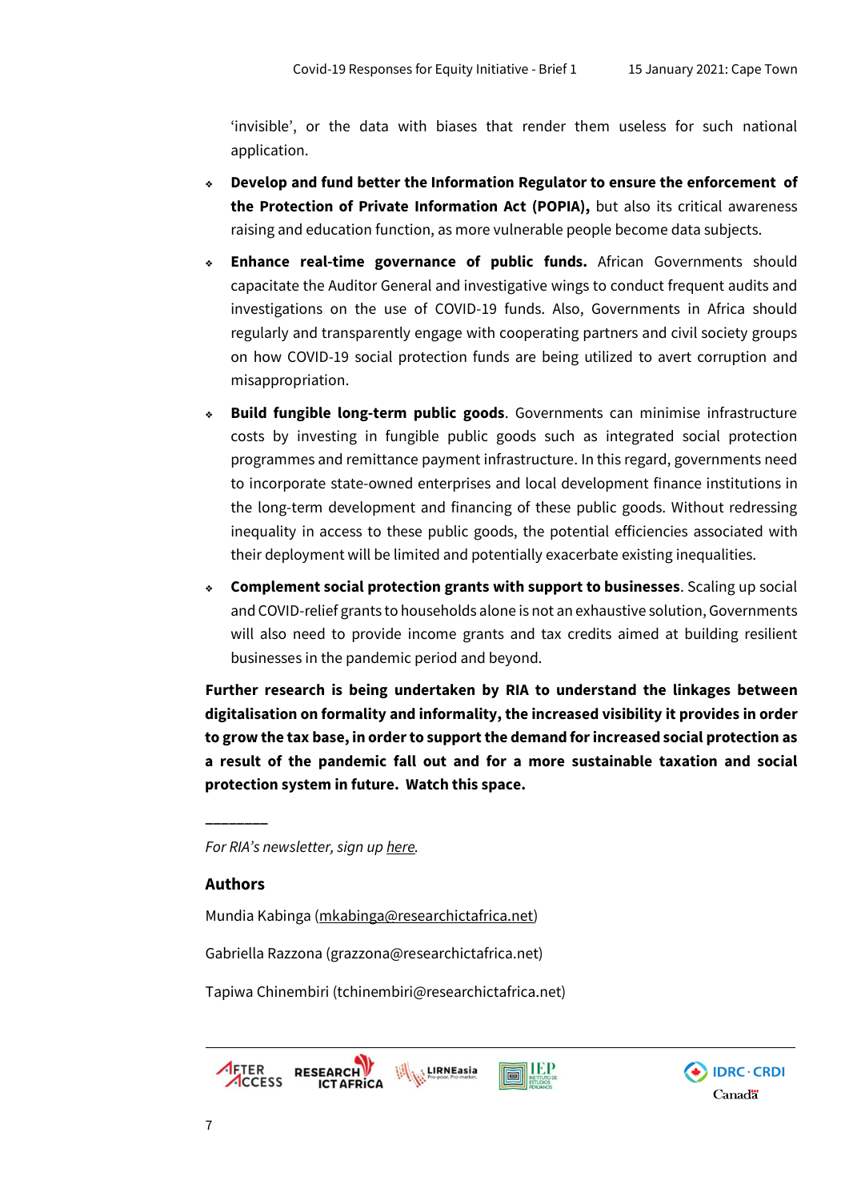‘invisible’, or the data with biases that render them useless for such national application.

- **Develop and fund better the Information Regulator to ensure the enforcement of the Protection of Private Information Act (POPIA),** but also its critical awareness raising and education function, as more vulnerable people become data subjects.
- **Enhance real-time governance of public funds.** African Governments should capacitate the Auditor General and investigative wings to conduct frequent audits and investigations on the use of COVID-19 funds. Also, Governments in Africa should regularly and transparently engage with cooperating partners and civil society groups on how COVID-19 social protection funds are being utilized to avert corruption and misappropriation.
- **Build fungible long-term public goods**. Governments can minimise infrastructure costs by investing in fungible public goods such as integrated social protection programmes and remittance payment infrastructure. In this regard, governments need to incorporate state-owned enterprises and local development finance institutions in the long-term development and financing of these public goods. Without redressing inequality in access to these public goods, the potential efficiencies associated with their deployment will be limited and potentially exacerbate existing inequalities.
- **Complement social protection grants with support to businesses**. Scaling up social and COVID-relief grants to households alone is not an exhaustive solution, Governments will also need to provide income grants and tax credits aimed at building resilient businesses in the pandemic period and beyond.

**Further research is being undertaken by RIA to understand the linkages between digitalisation on formality and informality, the increased visibility it provides in order to grow the tax base, in order to support the demand for increased social protection as a result of the pandemic fall out and for a more sustainable taxation and social protection system in future. Watch this space.**

________

*For RIA’s newsletter, sign up here.*

### Authors

Mundia Kabinga (mkabinga@researchictafrica.net)

Gabriella Razzona (grazzona@researchictafrica.net)

Tapiwa Chinembiri (tchinembiri@researchictafrica.net)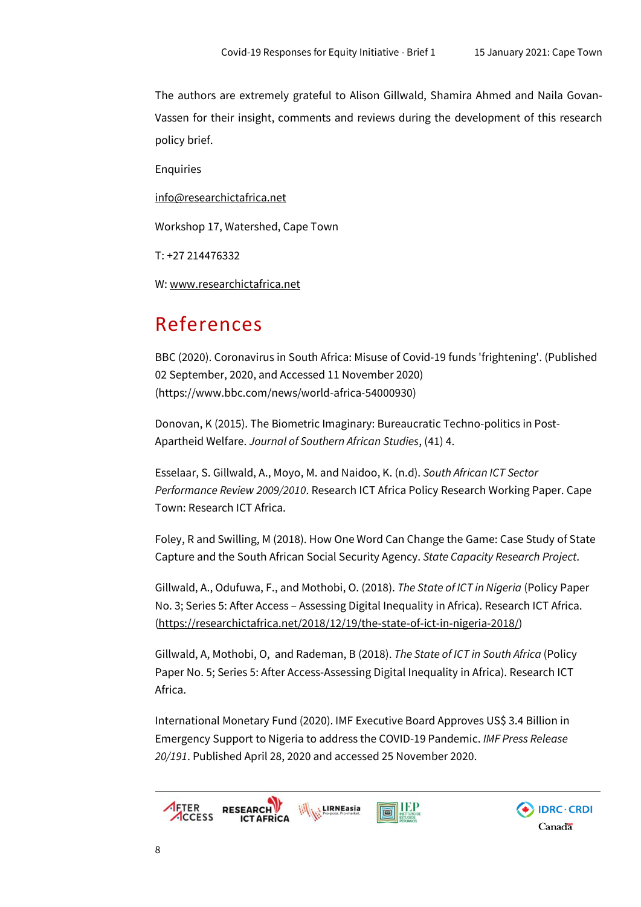The authors are extremely grateful to Alison Gillwald, Shamira Ahmed and Naila Govan-Vassen for their insight, comments and reviews during the development of this research policy brief.

Enquiries

info@researchictafrica.net

Workshop 17, Watershed, Cape Town

T: +27 214476332

W: www.researchictafrica.net

# References

BBC (2020). Coronavirus in South Africa: Misuse of Covid-19 funds 'frightening'. (Published 02 September, 2020, and Accessed 11 November 2020) (https://www.bbc.com/news/world-africa-54000930)

Donovan, K (2015). The Biometric Imaginary: Bureaucratic Techno-politics in Post-Apartheid Welfare. *Journal of Southern African Studies*, (41) 4.

Esselaar, S. Gillwald, A., Moyo, M. and Naidoo, K. (n.d). *South African ICT Sector Performance Review 2009/2010*. Research ICT Africa Policy Research Working Paper. Cape Town: Research ICT Africa.

Foley, R and Swilling, M (2018). How One Word Can Change the Game: Case Study of State Capture and the South African Social Security Agency. *State Capacity Research Project*.

Gillwald, A., Odufuwa, F., and Mothobi, O. (2018). *The State of ICT in Nigeria* (Policy Paper No. 3; Series 5: After Access – Assessing Digital Inequality in Africa). Research ICT Africa. (https://researchictafrica.net/2018/12/19/the-state-of-ict-in-nigeria-2018/)

Gillwald, A, Mothobi, O, and Rademan, B (2018). *The State of ICT in South Africa* (Policy Paper No. 5; Series 5: After Access-Assessing Digital Inequality in Africa). Research ICT Africa.

International Monetary Fund (2020). IMF Executive Board Approves US$ 3.4 Billion in Emergency Support to Nigeria to address the COVID-19 Pandemic. *IMF Press Release 20/191*. Published April 28, 2020 and accessed 25 November 2020.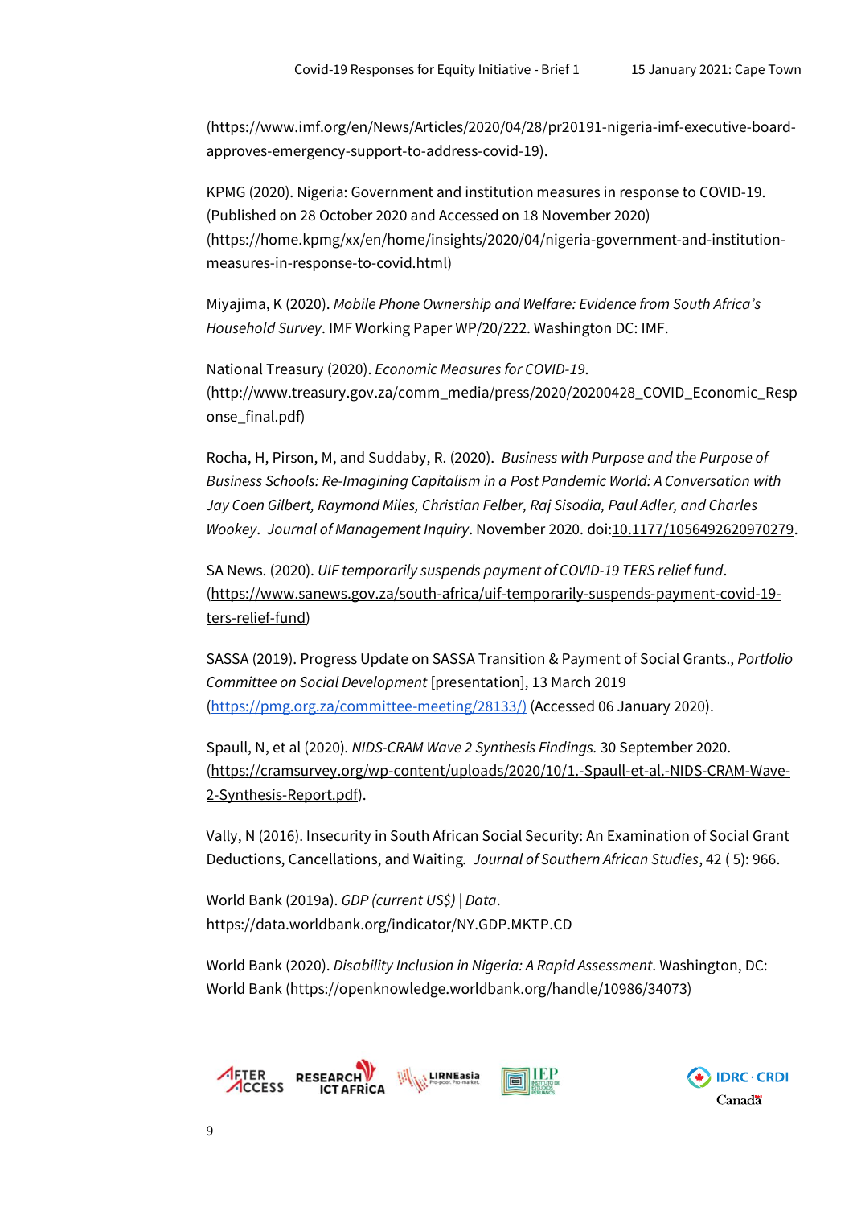(https://www.imf.org/en/News/Articles/2020/04/28/pr20191-nigeria-imf-executive-board-approves-emergency-support-to-address-covid-19).

KPMG (2020). Nigeria: Government and institution measures in response to COVID-19. (Published on 28 October 2020 and Accessed on 18 November 2020) (https://home.kpmg/xx/en/home/insights/2020/04/nigeria-government-and-institution-measures-in-response-to-covid.html)

Miyajima, K (2020). *Mobile Phone Ownership and Welfare: Evidence from South Africa's Household Survey*. IMF Working Paper WP/20/222. Washington DC: IMF.

National Treasury (2020). *Economic Measures for COVID-19*. (http://www.treasury.gov.za/comm_media/press/2020/20200428_COVID_Economic_Response_final.pdf)

Rocha, H, Pirson, M, and Suddaby, R. (2020). *Business with Purpose and the Purpose of Business Schools: Re-Imagining Capitalism in a Post Pandemic World: A Conversation with Jay Coen Gilbert, Raymond Miles, Christian Felber, Raj Sisodia, Paul Adler, and Charles Wookey*. *Journal of Management Inquiry*. November 2020. doi:10.1177/1056492620970279.

SA News. (2020). *UIF temporarily suspends payment of COVID-19 TERS relief fund*. (https://www.sanews.gov.za/south-africa/uif-temporarily-suspends-payment-covid-19-ters-relief-fund)

SASSA (2019). Progress Update on SASSA Transition & Payment of Social Grants., *Portfolio Committee on Social Development* [presentation], 13 March 2019 (https://pmg.org.za/committee-meeting/28133/) (Accessed 06 January 2020).

Spaull, N, et al (2020). *NIDS-CRAM Wave 2 Synthesis Findings.* 30 September 2020. (https://cramsurvey.org/wp-content/uploads/2020/10/1.-Spaull-et-al.-NIDS-CRAM-Wave-2-Synthesis-Report.pdf).

Vally, N (2016). Insecurity in South African Social Security: An Examination of Social Grant Deductions, Cancellations, and Waiting. *Journal of Southern African Studies*, 42 ( 5): 966.

World Bank (2019a). *GDP (current US$) | Data*. https://data.worldbank.org/indicator/NY.GDP.MKTP.CD

World Bank (2020). *Disability Inclusion in Nigeria: A Rapid Assessment*. Washington, DC: World Bank (https://openknowledge.worldbank.org/handle/10986/34073)